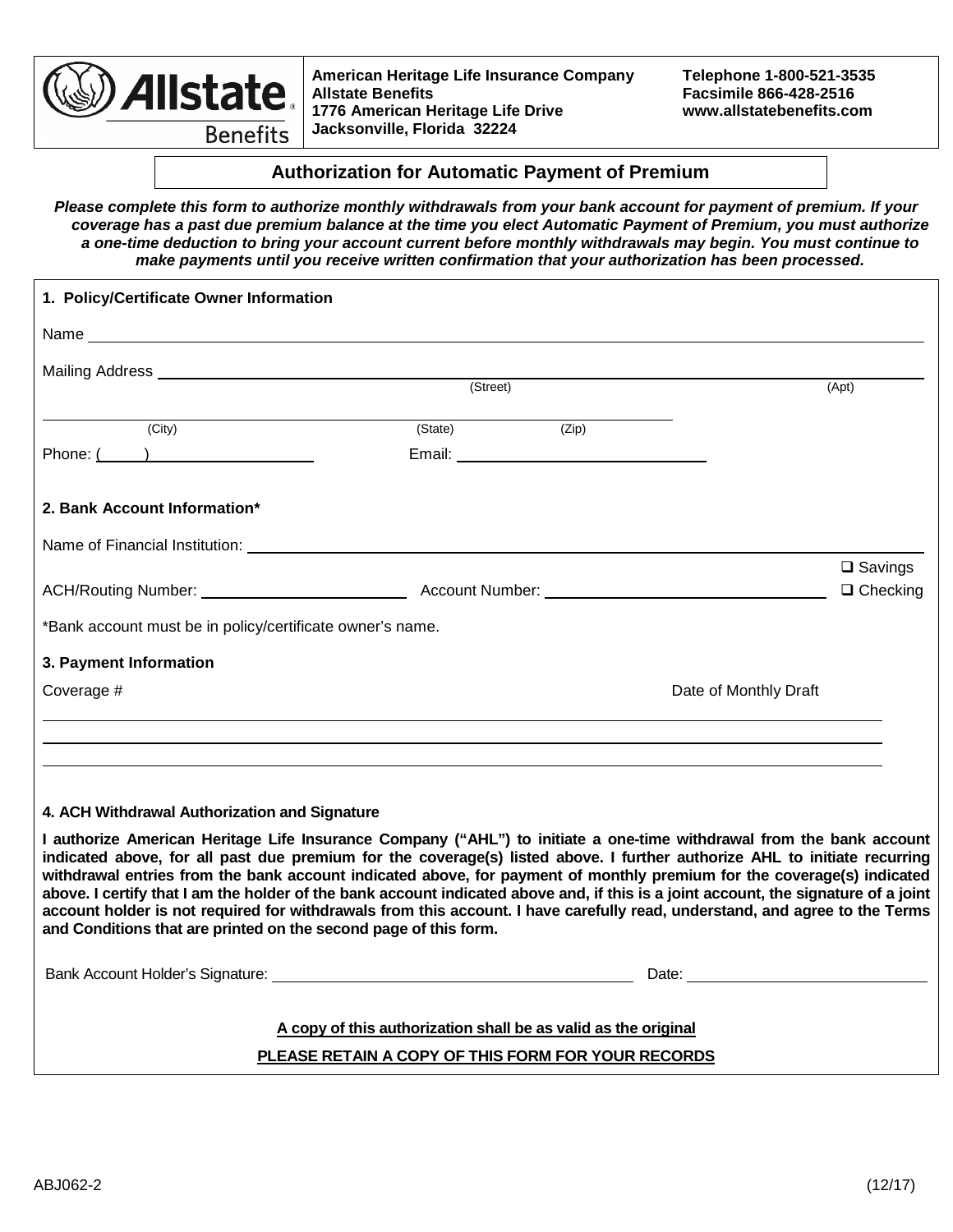**Allstate Benefits**

**American Heritage Life Insurance Company**
**Allstate Benefits**
**1776 American Heritage Life Drive**
**Jacksonville, Florida 32224**

**Telephone 1-800-521-3535**
**Facsimile 866-428-2516**
**www.allstatebenefits.com**

# Authorization for Automatic Payment of Premium

***Please complete this form to authorize monthly withdrawals from your bank account for payment of premium. If your coverage has a past due premium balance at the time you elect Automatic Payment of Premium, you must authorize a one-time deduction to bring your account current before monthly withdrawals may begin. You must continue to make payments until you receive written confirmation that your authorization has been processed.***

## 1. Policy/Certificate Owner Information

Name ______________________________________________________________

Mailing Address ______________________________________________________
(Street) (Apt)

______________________________________________________________
(City) (State) (Zip)

Phone: (_____) ____________________ Email: ______________________________

## 2. Bank Account Information*

Name of Financial Institution: ______________________________________________

ACH/Routing Number: ______________________ Account Number: ______________________ ❑ Savings ❑ Checking

*Bank account must be in policy/certificate owner's name.

## 3. Payment Information

| Coverage # | Date of Monthly Draft |
|---|---|
| | |
| | |
| | |

## 4. ACH Withdrawal Authorization and Signature

**I authorize American Heritage Life Insurance Company ("AHL") to initiate a one-time withdrawal from the bank account indicated above, for all past due premium for the coverage(s) listed above. I further authorize AHL to initiate recurring withdrawal entries from the bank account indicated above, for payment of monthly premium for the coverage(s) indicated above. I certify that I am the holder of the bank account indicated above and, if this is a joint account, the signature of a joint account holder is not required for withdrawals from this account. I have carefully read, understand, and agree to the Terms and Conditions that are printed on the second page of this form.**

Bank Account Holder's Signature: ______________________________ Date: ____________________

**A copy of this authorization shall be as valid as the original**

**PLEASE RETAIN A COPY OF THIS FORM FOR YOUR RECORDS**

ABJ062-2 (12/17)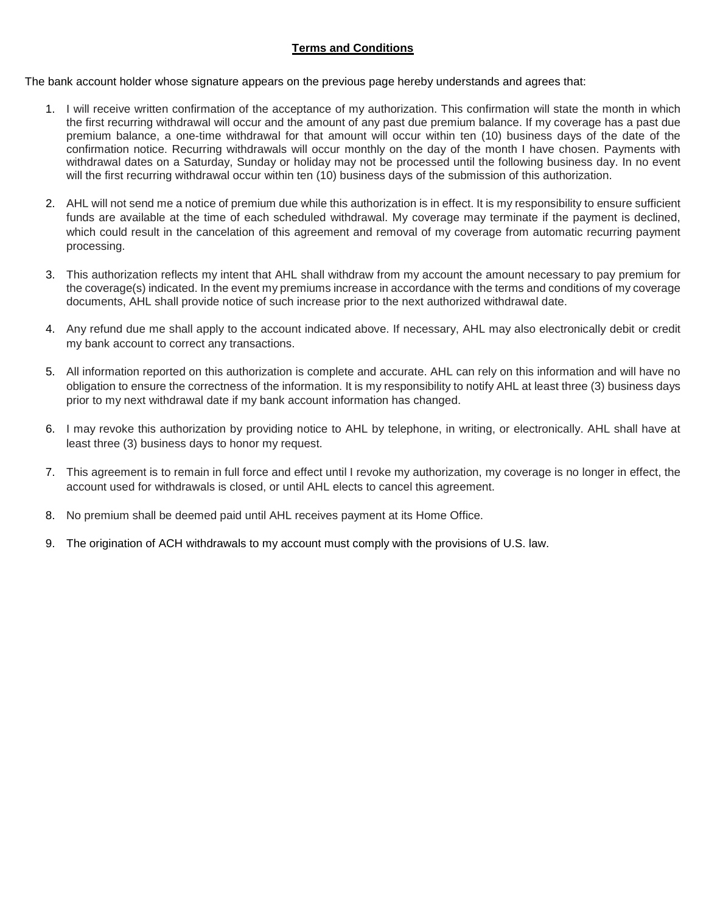**Terms and Conditions**

The bank account holder whose signature appears on the previous page hereby understands and agrees that:

1. I will receive written confirmation of the acceptance of my authorization. This confirmation will state the month in which the first recurring withdrawal will occur and the amount of any past due premium balance. If my coverage has a past due premium balance, a one-time withdrawal for that amount will occur within ten (10) business days of the date of the confirmation notice. Recurring withdrawals will occur monthly on the day of the month I have chosen. Payments with withdrawal dates on a Saturday, Sunday or holiday may not be processed until the following business day. In no event will the first recurring withdrawal occur within ten (10) business days of the submission of this authorization.

2. AHL will not send me a notice of premium due while this authorization is in effect. It is my responsibility to ensure sufficient funds are available at the time of each scheduled withdrawal. My coverage may terminate if the payment is declined, which could result in the cancelation of this agreement and removal of my coverage from automatic recurring payment processing.

3. This authorization reflects my intent that AHL shall withdraw from my account the amount necessary to pay premium for the coverage(s) indicated. In the event my premiums increase in accordance with the terms and conditions of my coverage documents, AHL shall provide notice of such increase prior to the next authorized withdrawal date.

4. Any refund due me shall apply to the account indicated above. If necessary, AHL may also electronically debit or credit my bank account to correct any transactions.

5. All information reported on this authorization is complete and accurate. AHL can rely on this information and will have no obligation to ensure the correctness of the information. It is my responsibility to notify AHL at least three (3) business days prior to my next withdrawal date if my bank account information has changed.

6. I may revoke this authorization by providing notice to AHL by telephone, in writing, or electronically. AHL shall have at least three (3) business days to honor my request.

7. This agreement is to remain in full force and effect until I revoke my authorization, my coverage is no longer in effect, the account used for withdrawals is closed, or until AHL elects to cancel this agreement.

8. No premium shall be deemed paid until AHL receives payment at its Home Office.

9. The origination of ACH withdrawals to my account must comply with the provisions of U.S. law.